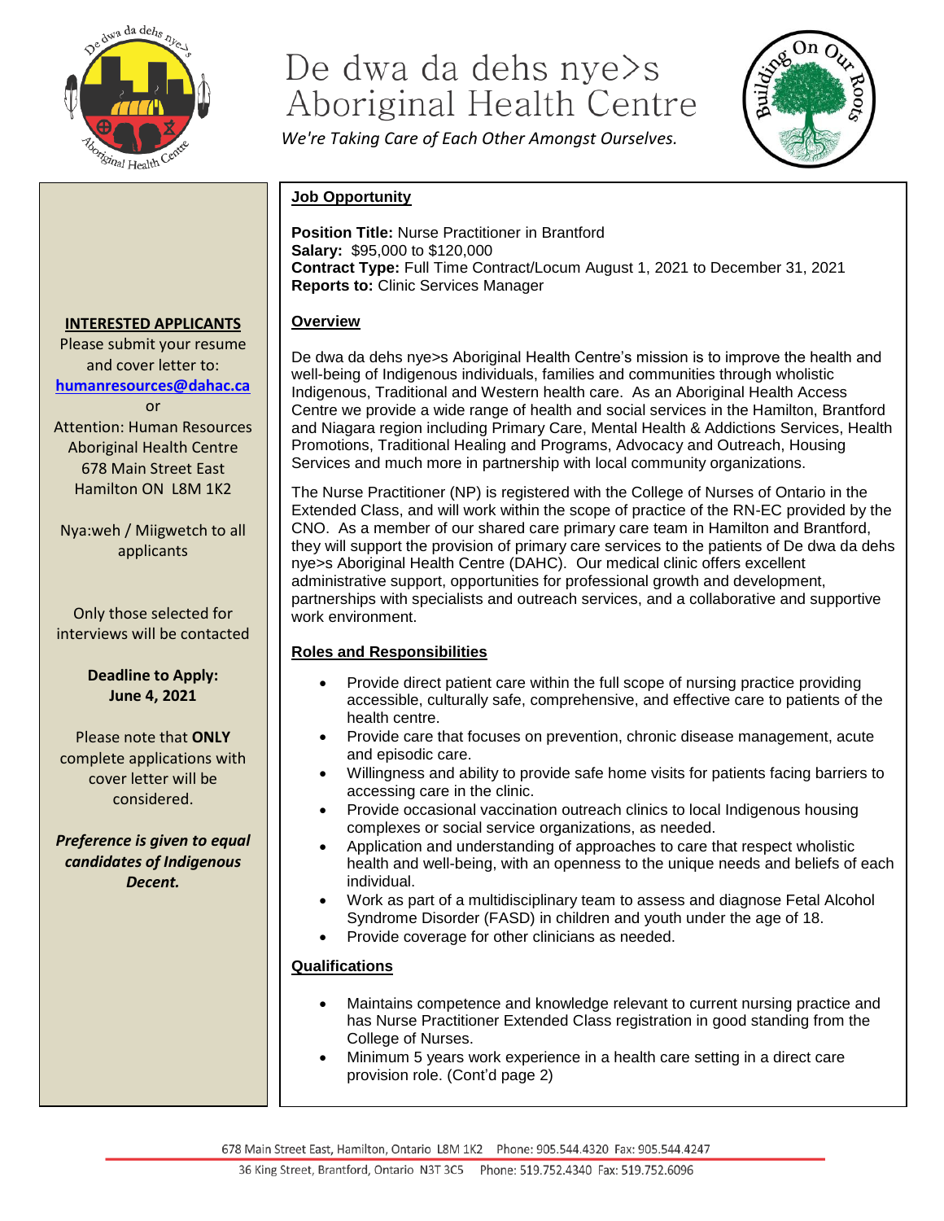# De dwa da dehs nye>s Aboriginal Health Centre

*We're Taking Care of Each Other Amongst Ourselves.*

## Job Opportunity

**Position Title:** Nurse Practitioner in Brantford
**Salary:** $95,000 to $120,000
**Contract Type:** Full Time Contract/Locum August 1, 2021 to December 31, 2021
**Reports to:** Clinic Services Manager

### Overview

De dwa da dehs nye>s Aboriginal Health Centre's mission is to improve the health and well-being of Indigenous individuals, families and communities through wholistic Indigenous, Traditional and Western health care. As an Aboriginal Health Access Centre we provide a wide range of health and social services in the Hamilton, Brantford and Niagara region including Primary Care, Mental Health & Addictions Services, Health Promotions, Traditional Healing and Programs, Advocacy and Outreach, Housing Services and much more in partnership with local community organizations.

The Nurse Practitioner (NP) is registered with the College of Nurses of Ontario in the Extended Class, and will work within the scope of practice of the RN-EC provided by the CNO. As a member of our shared care primary care team in Hamilton and Brantford, they will support the provision of primary care services to the patients of De dwa da dehs nye>s Aboriginal Health Centre (DAHC). Our medical clinic offers excellent administrative support, opportunities for professional growth and development, partnerships with specialists and outreach services, and a collaborative and supportive work environment.

### Roles and Responsibilities

- Provide direct patient care within the full scope of nursing practice providing accessible, culturally safe, comprehensive, and effective care to patients of the health centre.
- Provide care that focuses on prevention, chronic disease management, acute and episodic care.
- Willingness and ability to provide safe home visits for patients facing barriers to accessing care in the clinic.
- Provide occasional vaccination outreach clinics to local Indigenous housing complexes or social service organizations, as needed.
- Application and understanding of approaches to care that respect wholistic health and well-being, with an openness to the unique needs and beliefs of each individual.
- Work as part of a multidisciplinary team to assess and diagnose Fetal Alcohol Syndrome Disorder (FASD) in children and youth under the age of 18.
- Provide coverage for other clinicians as needed.

### Qualifications

- Maintains competence and knowledge relevant to current nursing practice and has Nurse Practitioner Extended Class registration in good standing from the College of Nurses.
- Minimum 5 years work experience in a health care setting in a direct care provision role. (Cont'd page 2)

**INTERESTED APPLICANTS**

Please submit your resume and cover letter to:
humanresources@dahac.ca
or
Attention: Human Resources
Aboriginal Health Centre
678 Main Street East
Hamilton ON L8M 1K2

Nya:weh / Miigwetch to all applicants

Only those selected for interviews will be contacted

**Deadline to Apply: June 4, 2021**

Please note that **ONLY** complete applications with cover letter will be considered.

***Preference is given to equal candidates of Indigenous Decent.***

678 Main Street East, Hamilton, Ontario L8M 1K2 Phone: 905.544.4320 Fax: 905.544.4247
36 King Street, Brantford, Ontario N3T 3C5 Phone: 519.752.4340 Fax: 519.752.6096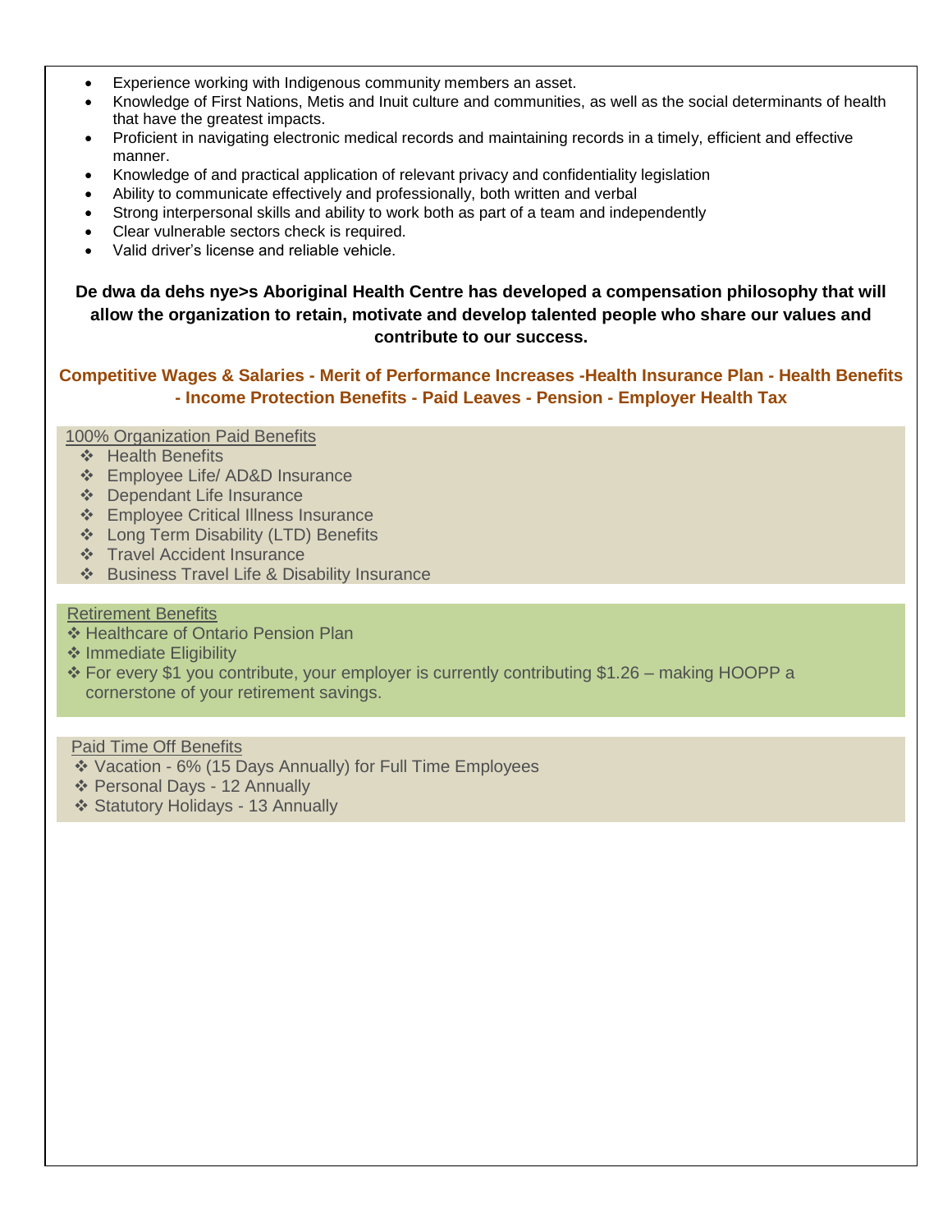- Experience working with Indigenous community members an asset.
- Knowledge of First Nations, Metis and Inuit culture and communities, as well as the social determinants of health that have the greatest impacts.
- Proficient in navigating electronic medical records and maintaining records in a timely, efficient and effective manner.
- Knowledge of and practical application of relevant privacy and confidentiality legislation
- Ability to communicate effectively and professionally, both written and verbal
- Strong interpersonal skills and ability to work both as part of a team and independently
- Clear vulnerable sectors check is required.
- Valid driver's license and reliable vehicle.

**De dwa da dehs nye>s Aboriginal Health Centre has developed a compensation philosophy that will allow the organization to retain, motivate and develop talented people who share our values and contribute to our success.**

**Competitive Wages & Salaries - Merit of Performance Increases -Health Insurance Plan - Health Benefits - Income Protection Benefits - Paid Leaves - Pension - Employer Health Tax**

100% Organization Paid Benefits

- Health Benefits
- Employee Life/ AD&D Insurance
- Dependant Life Insurance
- Employee Critical Illness Insurance
- Long Term Disability (LTD) Benefits
- Travel Accident Insurance
- Business Travel Life & Disability Insurance

Retirement Benefits

- Healthcare of Ontario Pension Plan
- Immediate Eligibility
- For every $1 you contribute, your employer is currently contributing $1.26 – making HOOPP a cornerstone of your retirement savings.

Paid Time Off Benefits

- Vacation - 6% (15 Days Annually) for Full Time Employees
- Personal Days - 12 Annually
- Statutory Holidays - 13 Annually